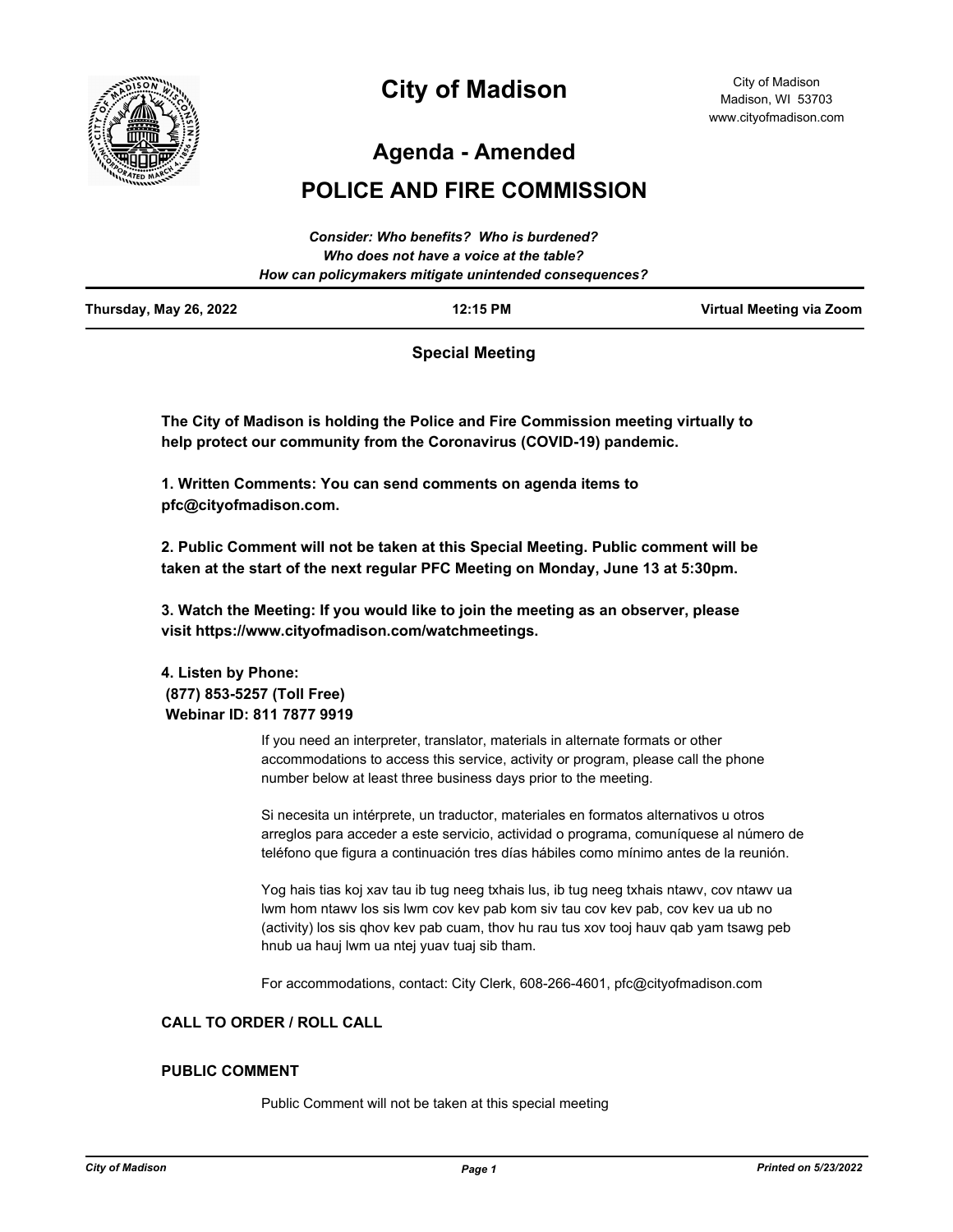City of Madison
Madison, WI 53703
www.cityofmadison.com

# City of Madison

## Agenda - Amended

## POLICE AND FIRE COMMISSION

*Consider: Who benefits? Who is burdened?*
*Who does not have a voice at the table?*
*How can policymakers mitigate unintended consequences?*

| Thursday, May 26, 2022 | 12:15 PM | Virtual Meeting via Zoom |
|---|---|---|

**Special Meeting**

**The City of Madison is holding the Police and Fire Commission meeting virtually to help protect our community from the Coronavirus (COVID-19) pandemic.**

**1. Written Comments: You can send comments on agenda items to pfc@cityofmadison.com.**

**2. Public Comment will not be taken at this Special Meeting. Public comment will be taken at the start of the next regular PFC Meeting on Monday, June 13 at 5:30pm.**

**3. Watch the Meeting: If you would like to join the meeting as an observer, please visit https://www.cityofmadison.com/watchmeetings.**

**4. Listen by Phone:**
**(877) 853-5257 (Toll Free)**
**Webinar ID: 811 7877 9919**

If you need an interpreter, translator, materials in alternate formats or other accommodations to access this service, activity or program, please call the phone number below at least three business days prior to the meeting.

Si necesita un intérprete, un traductor, materiales en formatos alternativos u otros arreglos para acceder a este servicio, actividad o programa, comuníquese al número de teléfono que figura a continuación tres días hábiles como mínimo antes de la reunión.

Yog hais tias koj xav tau ib tug neeg txhais lus, ib tug neeg txhais ntawv, cov ntawv ua lwm hom ntawv los sis lwm cov kev pab kom siv tau cov kev pab, cov kev ua ub no (activity) los sis qhov kev pab cuam, thov hu rau tus xov tooj hauv qab yam tsawg peb hnub ua hauj lwm ua ntej yuav tuaj sib tham.

For accommodations, contact: City Clerk, 608-266-4601, pfc@cityofmadison.com

### CALL TO ORDER / ROLL CALL

### PUBLIC COMMENT

Public Comment will not be taken at this special meeting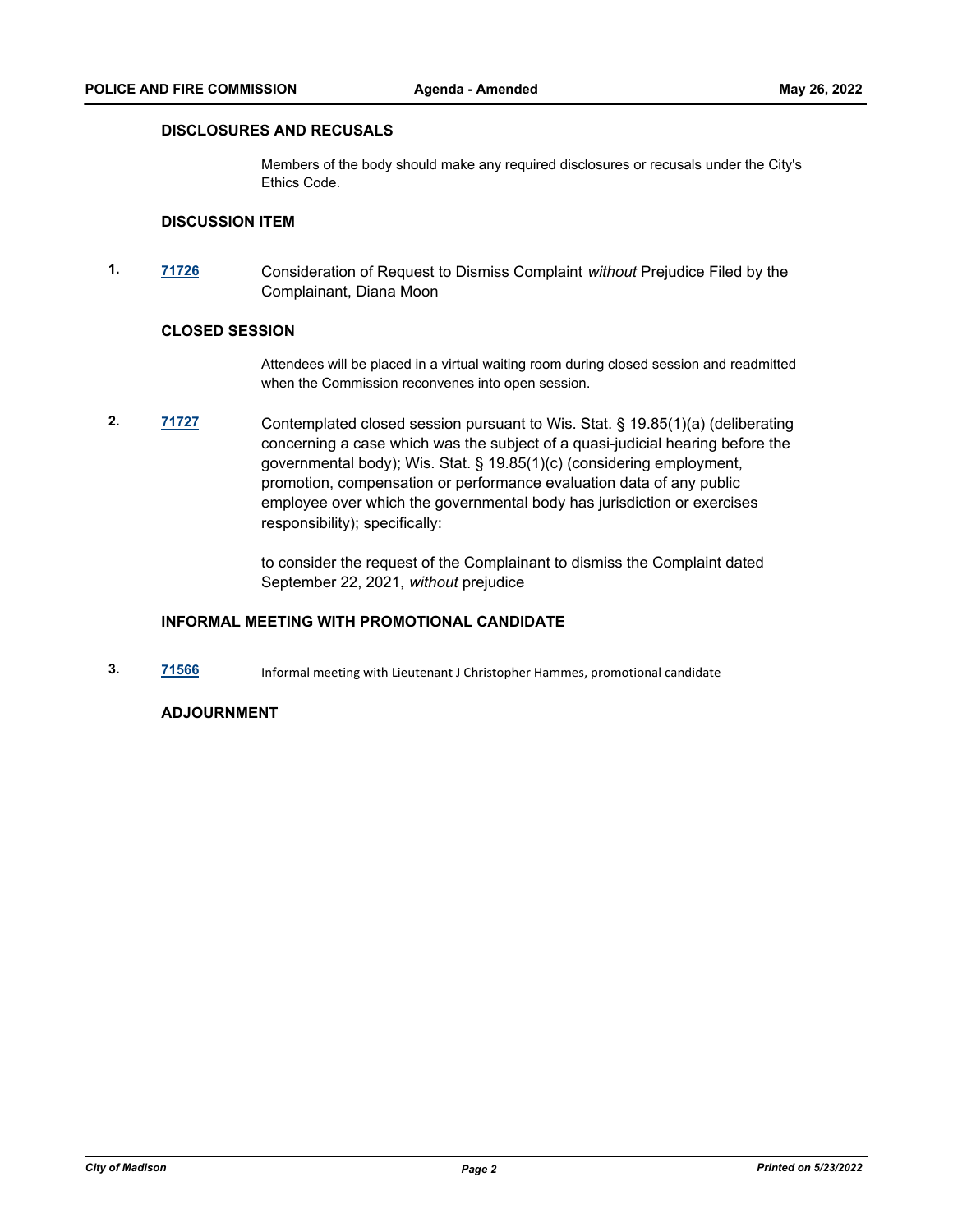### DISCLOSURES AND RECUSALS

Members of the body should make any required disclosures or recusals under the City's Ethics Code.

### DISCUSSION ITEM

**1.** [71726](71726) Consideration of Request to Dismiss Complaint *without* Prejudice Filed by the Complainant, Diana Moon

### CLOSED SESSION

Attendees will be placed in a virtual waiting room during closed session and readmitted when the Commission reconvenes into open session.

**2.** [71727](71727) Contemplated closed session pursuant to Wis. Stat. § 19.85(1)(a) (deliberating concerning a case which was the subject of a quasi-judicial hearing before the governmental body); Wis. Stat. § 19.85(1)(c) (considering employment, promotion, compensation or performance evaluation data of any public employee over which the governmental body has jurisdiction or exercises responsibility); specifically:

to consider the request of the Complainant to dismiss the Complaint dated September 22, 2021, *without* prejudice

### INFORMAL MEETING WITH PROMOTIONAL CANDIDATE

**3.** [71566](71566) Informal meeting with Lieutenant J Christopher Hammes, promotional candidate

### ADJOURNMENT